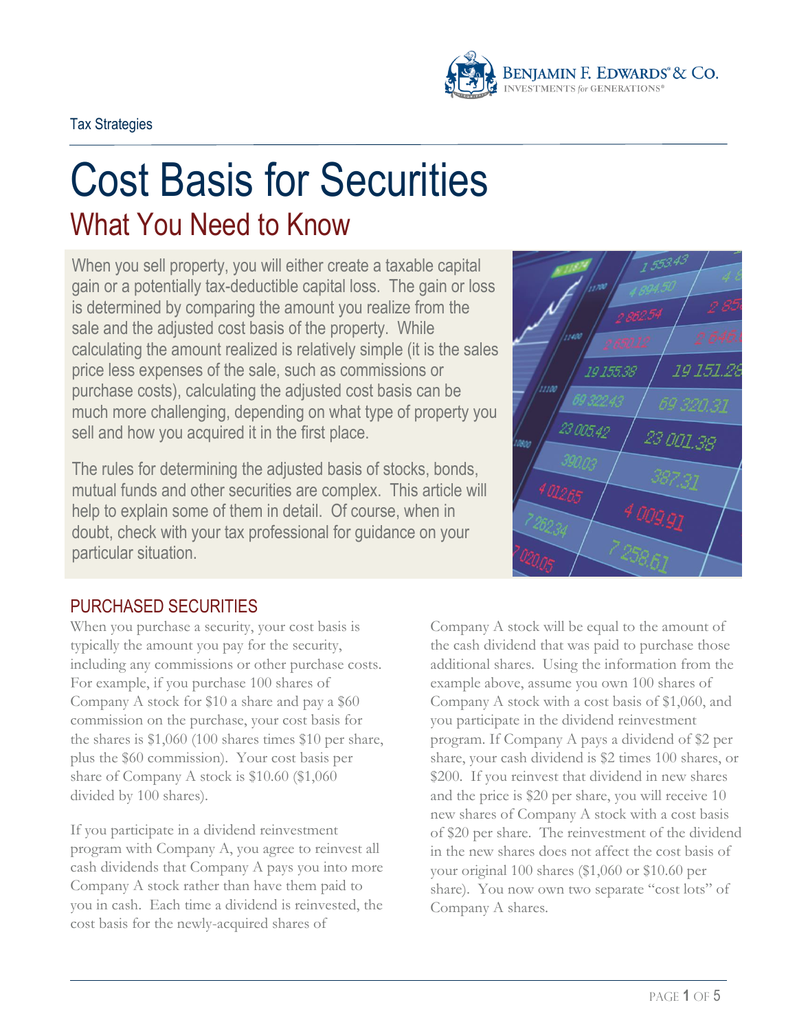Tax Strategies

# Cost Basis for Securities

## What You Need to Know

When you sell property, you will either create a taxable capital gain or a potentially tax-deductible capital loss. The gain or loss is determined by comparing the amount you realize from the sale and the adjusted cost basis of the property. While calculating the amount realized is relatively simple (it is the sales price less expenses of the sale, such as commissions or purchase costs), calculating the adjusted cost basis can be much more challenging, depending on what type of property you sell and how you acquired it in the first place.

The rules for determining the adjusted basis of stocks, bonds, mutual funds and other securities are complex. This article will help to explain some of them in detail. Of course, when in doubt, check with your tax professional for guidance on your particular situation.

### PURCHASED SECURITIES

When you purchase a security, your cost basis is typically the amount you pay for the security, including any commissions or other purchase costs. For example, if you purchase 100 shares of Company A stock for $10 a share and pay a $60 commission on the purchase, your cost basis for the shares is $1,060 (100 shares times $10 per share, plus the $60 commission). Your cost basis per share of Company A stock is $10.60 ($1,060 divided by 100 shares).

If you participate in a dividend reinvestment program with Company A, you agree to reinvest all cash dividends that Company A pays you into more Company A stock rather than have them paid to you in cash. Each time a dividend is reinvested, the cost basis for the newly-acquired shares of Company A stock will be equal to the amount of the cash dividend that was paid to purchase those additional shares. Using the information from the example above, assume you own 100 shares of Company A stock with a cost basis of $1,060, and you participate in the dividend reinvestment program. If Company A pays a dividend of $2 per share, your cash dividend is $2 times 100 shares, or $200. If you reinvest that dividend in new shares and the price is $20 per share, you will receive 10 new shares of Company A stock with a cost basis of $20 per share. The reinvestment of the dividend in the new shares does not affect the cost basis of your original 100 shares ($1,060 or $10.60 per share). You now own two separate "cost lots" of Company A shares.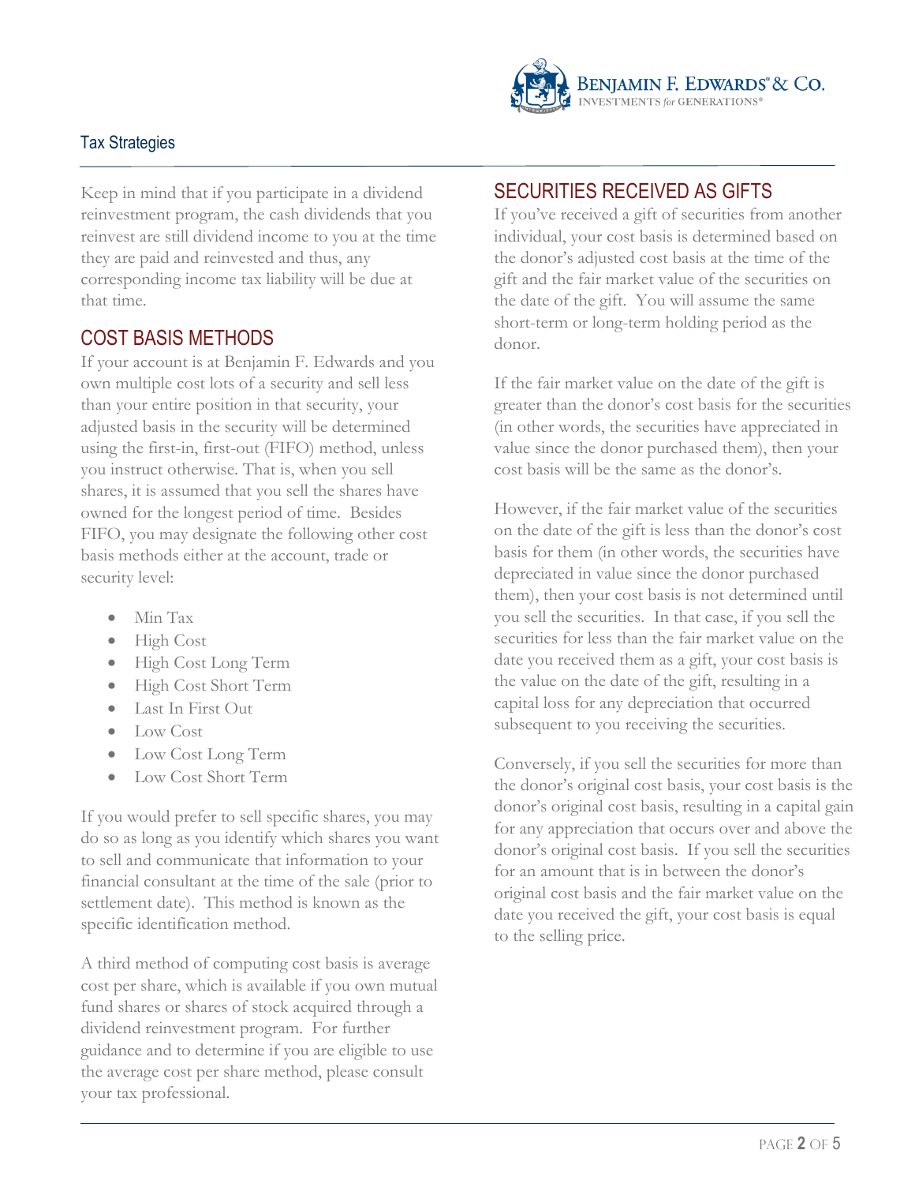Keep in mind that if you participate in a dividend reinvestment program, the cash dividends that you reinvest are still dividend income to you at the time they are paid and reinvested and thus, any corresponding income tax liability will be due at that time.

## COST BASIS METHODS

If your account is at Benjamin F. Edwards and you own multiple cost lots of a security and sell less than your entire position in that security, your adjusted basis in the security will be determined using the first-in, first-out (FIFO) method, unless you instruct otherwise. That is, when you sell shares, it is assumed that you sell the shares have owned for the longest period of time. Besides FIFO, you may designate the following other cost basis methods either at the account, trade or security level:

- Min Tax
- High Cost
- High Cost Long Term
- High Cost Short Term
- Last In First Out
- Low Cost
- Low Cost Long Term
- Low Cost Short Term

If you would prefer to sell specific shares, you may do so as long as you identify which shares you want to sell and communicate that information to your financial consultant at the time of the sale (prior to settlement date). This method is known as the specific identification method.

A third method of computing cost basis is average cost per share, which is available if you own mutual fund shares or shares of stock acquired through a dividend reinvestment program. For further guidance and to determine if you are eligible to use the average cost per share method, please consult your tax professional.

## SECURITIES RECEIVED AS GIFTS

If you've received a gift of securities from another individual, your cost basis is determined based on the donor's adjusted cost basis at the time of the gift and the fair market value of the securities on the date of the gift. You will assume the same short-term or long-term holding period as the donor.

If the fair market value on the date of the gift is greater than the donor's cost basis for the securities (in other words, the securities have appreciated in value since the donor purchased them), then your cost basis will be the same as the donor's.

However, if the fair market value of the securities on the date of the gift is less than the donor's cost basis for them (in other words, the securities have depreciated in value since the donor purchased them), then your cost basis is not determined until you sell the securities. In that case, if you sell the securities for less than the fair market value on the date you received them as a gift, your cost basis is the value on the date of the gift, resulting in a capital loss for any depreciation that occurred subsequent to you receiving the securities.

Conversely, if you sell the securities for more than the donor's original cost basis, your cost basis is the donor's original cost basis, resulting in a capital gain for any appreciation that occurs over and above the donor's original cost basis. If you sell the securities for an amount that is in between the donor's original cost basis and the fair market value on the date you received the gift, your cost basis is equal to the selling price.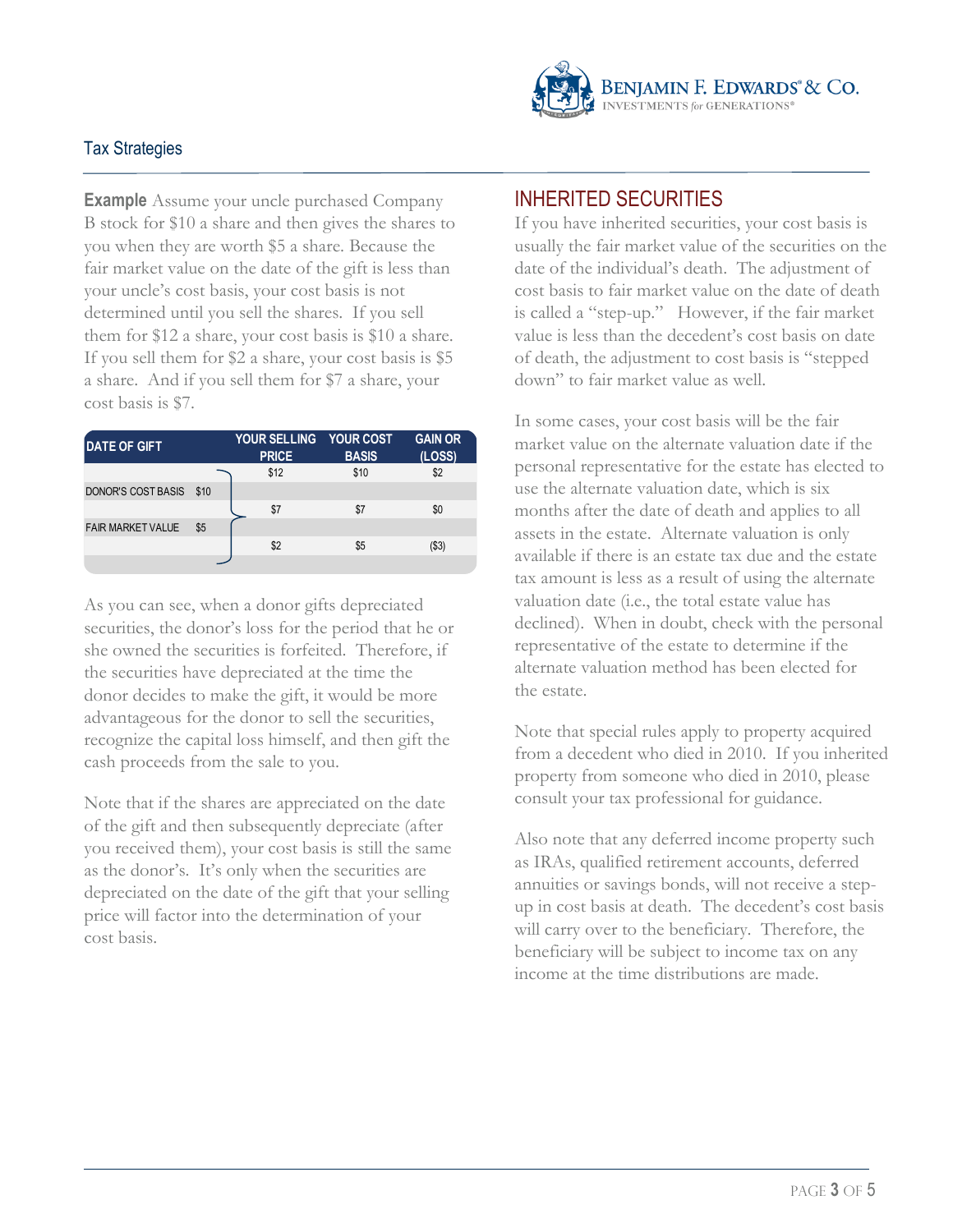**Example** Assume your uncle purchased Company B stock for $10 a share and then gives the shares to you when they are worth $5 a share. Because the fair market value on the date of the gift is less than your uncle's cost basis, your cost basis is not determined until you sell the shares. If you sell them for $12 a share, your cost basis is $10 a share. If you sell them for $2 a share, your cost basis is $5 a share. And if you sell them for $7 a share, your cost basis is $7.

| DATE OF GIFT | | YOUR SELLING PRICE | YOUR COST BASIS | GAIN OR (LOSS) |
|---|---|---|---|---|
| | | $12 | $10 | $2 |
| DONOR'S COST BASIS | $10 | | | |
| | | $7 | $7 | $0 |
| FAIR MARKET VALUE | $5 | | | |
| | | $2 | $5 | ($3) |

As you can see, when a donor gifts depreciated securities, the donor's loss for the period that he or she owned the securities is forfeited. Therefore, if the securities have depreciated at the time the donor decides to make the gift, it would be more advantageous for the donor to sell the securities, recognize the capital loss himself, and then gift the cash proceeds from the sale to you.

Note that if the shares are appreciated on the date of the gift and then subsequently depreciate (after you received them), your cost basis is still the same as the donor's. It's only when the securities are depreciated on the date of the gift that your selling price will factor into the determination of your cost basis.

## INHERITED SECURITIES

If you have inherited securities, your cost basis is usually the fair market value of the securities on the date of the individual's death. The adjustment of cost basis to fair market value on the date of death is called a "step-up." However, if the fair market value is less than the decedent's cost basis on date of death, the adjustment to cost basis is "stepped down" to fair market value as well.

In some cases, your cost basis will be the fair market value on the alternate valuation date if the personal representative for the estate has elected to use the alternate valuation date, which is six months after the date of death and applies to all assets in the estate. Alternate valuation is only available if there is an estate tax due and the estate tax amount is less as a result of using the alternate valuation date (i.e., the total estate value has declined). When in doubt, check with the personal representative of the estate to determine if the alternate valuation method has been elected for the estate.

Note that special rules apply to property acquired from a decedent who died in 2010. If you inherited property from someone who died in 2010, please consult your tax professional for guidance.

Also note that any deferred income property such as IRAs, qualified retirement accounts, deferred annuities or savings bonds, will not receive a step-up in cost basis at death. The decedent's cost basis will carry over to the beneficiary. Therefore, the beneficiary will be subject to income tax on any income at the time distributions are made.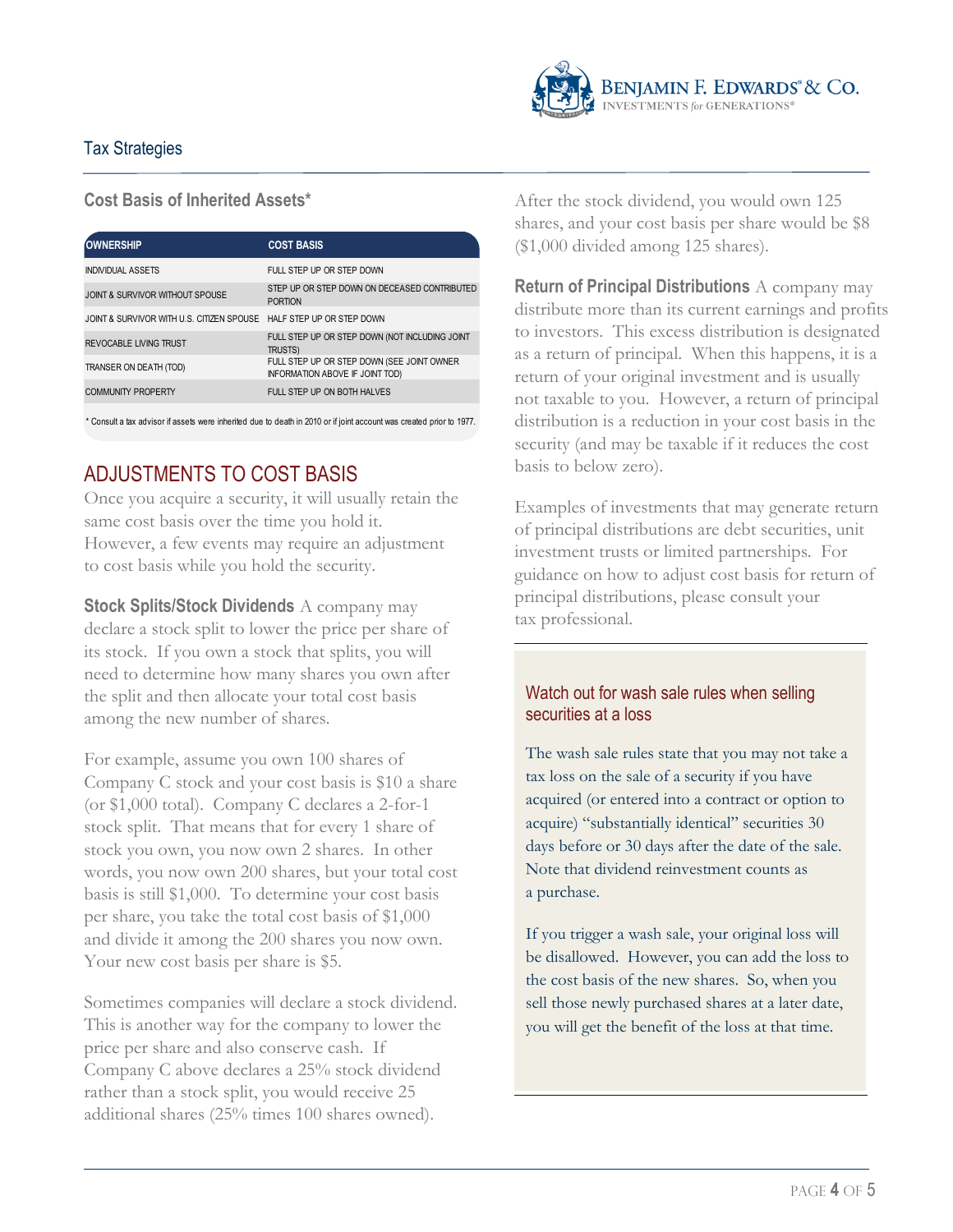## Tax Strategies

### Cost Basis of Inherited Assets*

| OWNERSHIP | COST BASIS |
|---|---|
| INDIVIDUAL ASSETS | FULL STEP UP OR STEP DOWN |
| JOINT & SURVIVOR WITHOUT SPOUSE | STEP UP OR STEP DOWN ON DECEASED CONTRIBUTED PORTION |
| JOINT & SURVIVOR WITH U.S. CITIZEN SPOUSE | HALF STEP UP OR STEP DOWN |
| REVOCABLE LIVING TRUST | FULL STEP UP OR STEP DOWN (NOT INCLUDING JOINT TRUSTS) |
| TRANSER ON DEATH (TOD) | FULL STEP UP OR STEP DOWN (SEE JOINT OWNER INFORMATION ABOVE IF JOINT TOD) |
| COMMUNITY PROPERTY | FULL STEP UP ON BOTH HALVES |

* Consult a tax advisor if assets were inherited due to death in 2010 or if joint account was created prior to 1977.

## ADJUSTMENTS TO COST BASIS

Once you acquire a security, it will usually retain the same cost basis over the time you hold it. However, a few events may require an adjustment to cost basis while you hold the security.

**Stock Splits/Stock Dividends** A company may declare a stock split to lower the price per share of its stock. If you own a stock that splits, you will need to determine how many shares you own after the split and then allocate your total cost basis among the new number of shares.

For example, assume you own 100 shares of Company C stock and your cost basis is $10 a share (or $1,000 total). Company C declares a 2-for-1 stock split. That means that for every 1 share of stock you own, you now own 2 shares. In other words, you now own 200 shares, but your total cost basis is still $1,000. To determine your cost basis per share, you take the total cost basis of $1,000 and divide it among the 200 shares you now own. Your new cost basis per share is $5.

Sometimes companies will declare a stock dividend. This is another way for the company to lower the price per share and also conserve cash. If Company C above declares a 25% stock dividend rather than a stock split, you would receive 25 additional shares (25% times 100 shares owned). After the stock dividend, you would own 125 shares, and your cost basis per share would be $8 ($1,000 divided among 125 shares).

**Return of Principal Distributions** A company may distribute more than its current earnings and profits to investors. This excess distribution is designated as a return of principal. When this happens, it is a return of your original investment and is usually not taxable to you. However, a return of principal distribution is a reduction in your cost basis in the security (and may be taxable if it reduces the cost basis to below zero).

Examples of investments that may generate return of principal distributions are debt securities, unit investment trusts or limited partnerships. For guidance on how to adjust cost basis for return of principal distributions, please consult your tax professional.

### Watch out for wash sale rules when selling securities at a loss

The wash sale rules state that you may not take a tax loss on the sale of a security if you have acquired (or entered into a contract or option to acquire) "substantially identical" securities 30 days before or 30 days after the date of the sale. Note that dividend reinvestment counts as a purchase.

If you trigger a wash sale, your original loss will be disallowed. However, you can add the loss to the cost basis of the new shares. So, when you sell those newly purchased shares at a later date, you will get the benefit of the loss at that time.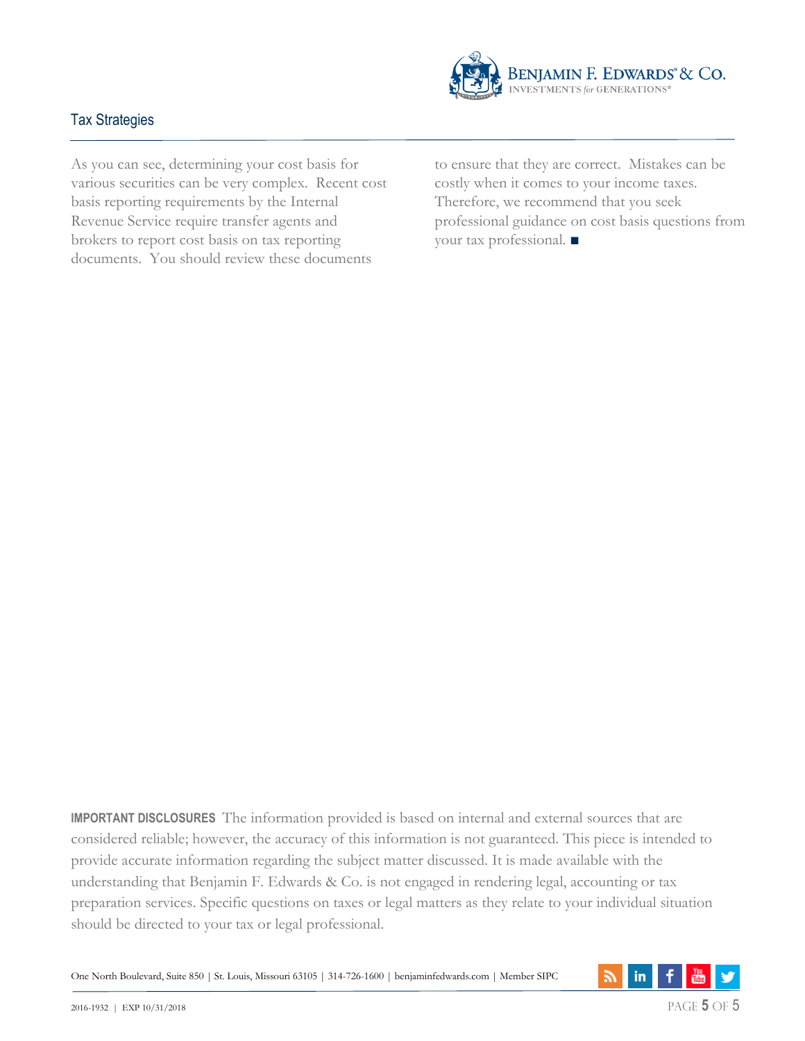As you can see, determining your cost basis for various securities can be very complex. Recent cost basis reporting requirements by the Internal Revenue Service require transfer agents and brokers to report cost basis on tax reporting documents. You should review these documents to ensure that they are correct. Mistakes can be costly when it comes to your income taxes. Therefore, we recommend that you seek professional guidance on cost basis questions from your tax professional. ■

**IMPORTANT DISCLOSURES** The information provided is based on internal and external sources that are considered reliable; however, the accuracy of this information is not guaranteed. This piece is intended to provide accurate information regarding the subject matter discussed. It is made available with the understanding that Benjamin F. Edwards & Co. is not engaged in rendering legal, accounting or tax preparation services. Specific questions on taxes or legal matters as they relate to your individual situation should be directed to your tax or legal professional.

One North Boulevard, Suite 850 | St. Louis, Missouri 63105 | 314-726-1600 | benjaminfedwards.com | Member SIPC

2016-1932 | EXP 10/31/2018